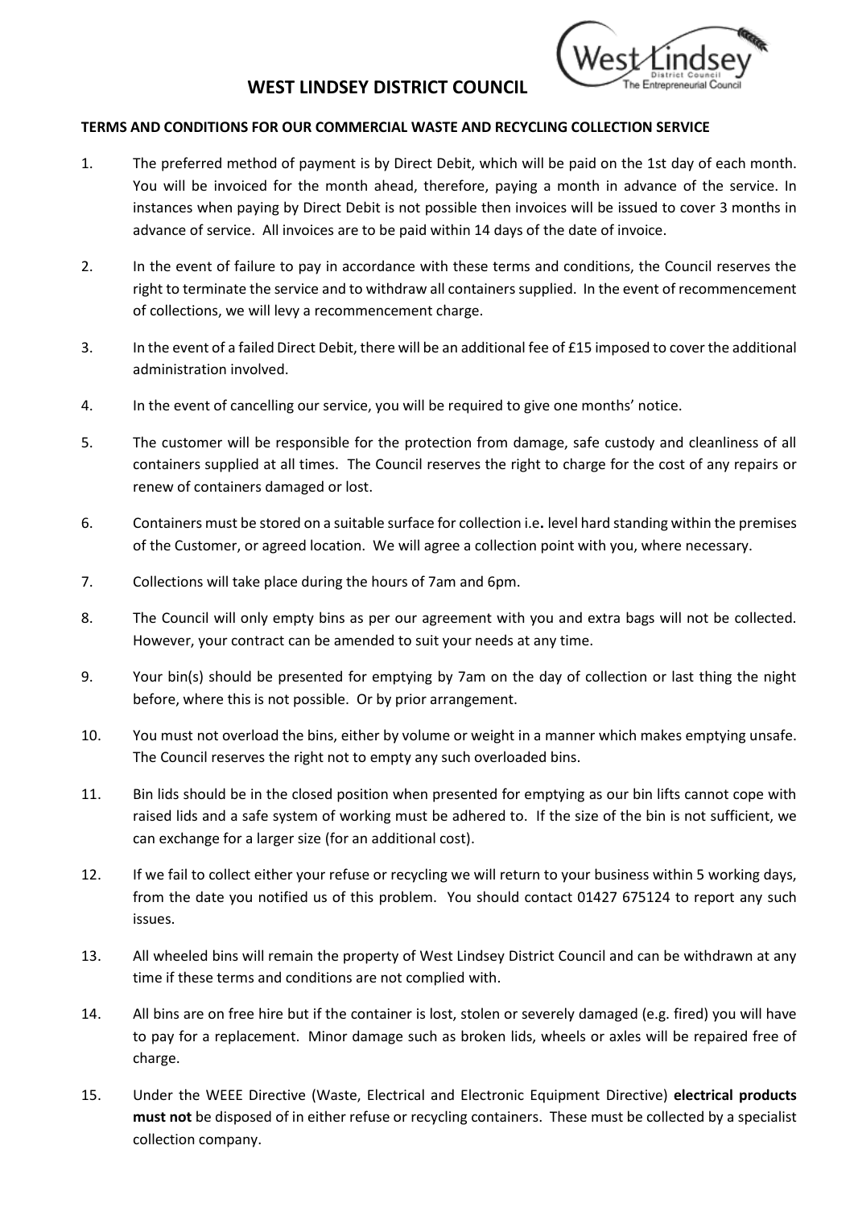# WEST LINDSEY DISTRICT COUNCIL

**TERMS AND CONDITIONS FOR OUR COMMERCIAL WASTE AND RECYCLING COLLECTION SERVICE**

1. The preferred method of payment is by Direct Debit, which will be paid on the 1st day of each month. You will be invoiced for the month ahead, therefore, paying a month in advance of the service. In instances when paying by Direct Debit is not possible then invoices will be issued to cover 3 months in advance of service. All invoices are to be paid within 14 days of the date of invoice.

2. In the event of failure to pay in accordance with these terms and conditions, the Council reserves the right to terminate the service and to withdraw all containers supplied. In the event of recommencement of collections, we will levy a recommencement charge.

3. In the event of a failed Direct Debit, there will be an additional fee of £15 imposed to cover the additional administration involved.

4. In the event of cancelling our service, you will be required to give one months' notice.

5. The customer will be responsible for the protection from damage, safe custody and cleanliness of all containers supplied at all times. The Council reserves the right to charge for the cost of any repairs or renew of containers damaged or lost.

6. Containers must be stored on a suitable surface for collection i.e. level hard standing within the premises of the Customer, or agreed location. We will agree a collection point with you, where necessary.

7. Collections will take place during the hours of 7am and 6pm.

8. The Council will only empty bins as per our agreement with you and extra bags will not be collected. However, your contract can be amended to suit your needs at any time.

9. Your bin(s) should be presented for emptying by 7am on the day of collection or last thing the night before, where this is not possible. Or by prior arrangement.

10. You must not overload the bins, either by volume or weight in a manner which makes emptying unsafe. The Council reserves the right not to empty any such overloaded bins.

11. Bin lids should be in the closed position when presented for emptying as our bin lifts cannot cope with raised lids and a safe system of working must be adhered to. If the size of the bin is not sufficient, we can exchange for a larger size (for an additional cost).

12. If we fail to collect either your refuse or recycling we will return to your business within 5 working days, from the date you notified us of this problem. You should contact 01427 675124 to report any such issues.

13. All wheeled bins will remain the property of West Lindsey District Council and can be withdrawn at any time if these terms and conditions are not complied with.

14. All bins are on free hire but if the container is lost, stolen or severely damaged (e.g. fired) you will have to pay for a replacement. Minor damage such as broken lids, wheels or axles will be repaired free of charge.

15. Under the WEEE Directive (Waste, Electrical and Electronic Equipment Directive) **electrical products must not** be disposed of in either refuse or recycling containers. These must be collected by a specialist collection company.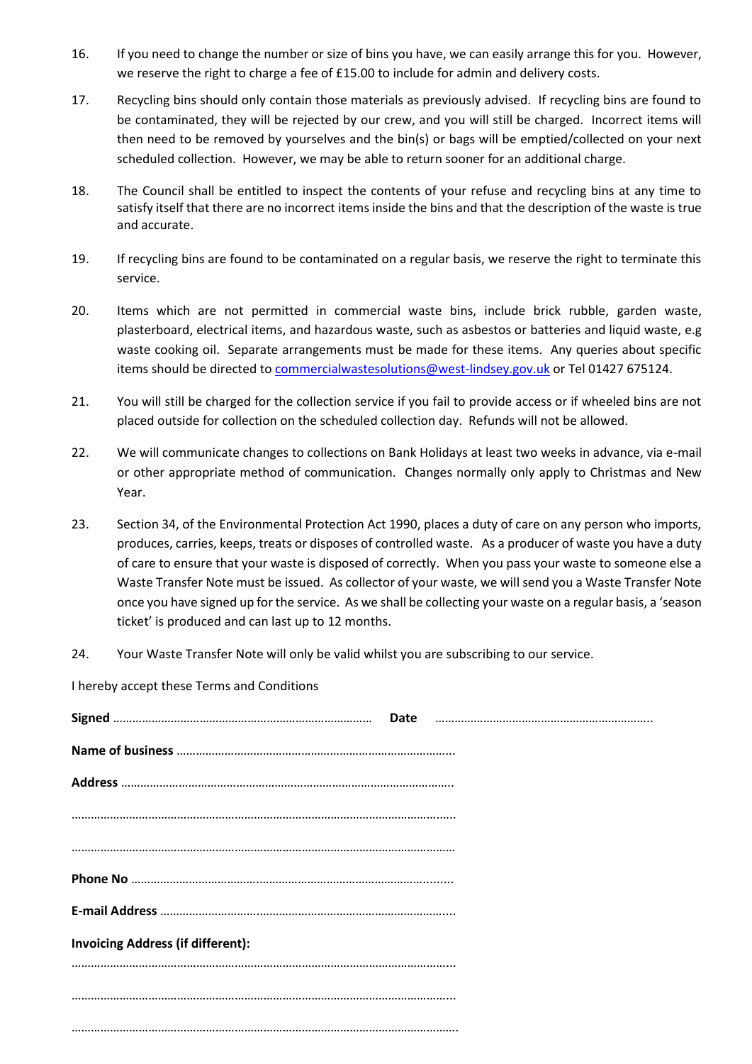16. If you need to change the number or size of bins you have, we can easily arrange this for you. However, we reserve the right to charge a fee of £15.00 to include for admin and delivery costs.

17. Recycling bins should only contain those materials as previously advised. If recycling bins are found to be contaminated, they will be rejected by our crew, and you will still be charged. Incorrect items will then need to be removed by yourselves and the bin(s) or bags will be emptied/collected on your next scheduled collection. However, we may be able to return sooner for an additional charge.

18. The Council shall be entitled to inspect the contents of your refuse and recycling bins at any time to satisfy itself that there are no incorrect items inside the bins and that the description of the waste is true and accurate.

19. If recycling bins are found to be contaminated on a regular basis, we reserve the right to terminate this service.

20. Items which are not permitted in commercial waste bins, include brick rubble, garden waste, plasterboard, electrical items, and hazardous waste, such as asbestos or batteries and liquid waste, e.g waste cooking oil. Separate arrangements must be made for these items. Any queries about specific items should be directed to commercialwastesolutions@west-lindsey.gov.uk or Tel 01427 675124.

21. You will still be charged for the collection service if you fail to provide access or if wheeled bins are not placed outside for collection on the scheduled collection day. Refunds will not be allowed.

22. We will communicate changes to collections on Bank Holidays at least two weeks in advance, via e-mail or other appropriate method of communication. Changes normally only apply to Christmas and New Year.

23. Section 34, of the Environmental Protection Act 1990, places a duty of care on any person who imports, produces, carries, keeps, treats or disposes of controlled waste. As a producer of waste you have a duty of care to ensure that your waste is disposed of correctly. When you pass your waste to someone else a Waste Transfer Note must be issued. As collector of your waste, we will send you a Waste Transfer Note once you have signed up for the service. As we shall be collecting your waste on a regular basis, a 'season ticket' is produced and can last up to 12 months.

24. Your Waste Transfer Note will only be valid whilst you are subscribing to our service.

I hereby accept these Terms and Conditions

**Signed** ……………………………………………………………………… **Date** …………………………………………………………..

**Name of business** …………………………………………………………………………..

**Address** …………………………………………………………………………………………..

…………………………………………………………………………………………………………..

…………………………………………………………………………………………………………..

**Phone No** ……………………………………………………………………………………..

**E-mail Address** ………………………………………………………………………………..

**Invoicing Address (if different):**

…………………………………………………………………………………………………………..

…………………………………………………………………………………………………………..

…………………………………………………………………………………………………………..